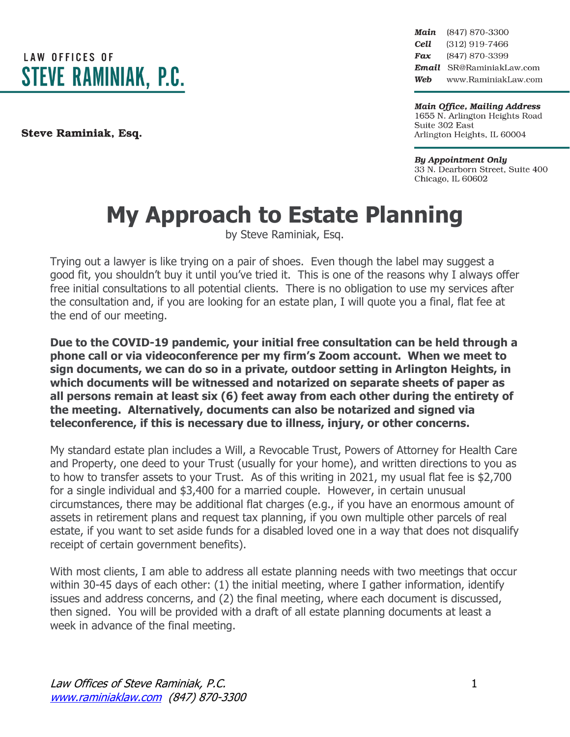LAW OFFICES OF
STEVE RANIMIAK, P.C.

**Steve Raminiak, Esq.**

***Main*** (847) 870-3300
***Cell*** (312) 919-7466
***Fax*** (847) 870-3399
***Email*** SR@RaminiakLaw.com
***Web*** www.RaminiakLaw.com

***Main Office, Mailing Address***
1655 N. Arlington Heights Road
Suite 302 East
Arlington Heights, IL 60004

***By Appointment Only***
33 N. Dearborn Street, Suite 400
Chicago, IL 60602

# My Approach to Estate Planning

by Steve Raminiak, Esq.

Trying out a lawyer is like trying on a pair of shoes. Even though the label may suggest a good fit, you shouldn't buy it until you've tried it. This is one of the reasons why I always offer free initial consultations to all potential clients. There is no obligation to use my services after the consultation and, if you are looking for an estate plan, I will quote you a final, flat fee at the end of our meeting.

**Due to the COVID-19 pandemic, your initial free consultation can be held through a phone call or via videoconference per my firm's Zoom account. When we meet to sign documents, we can do so in a private, outdoor setting in Arlington Heights, in which documents will be witnessed and notarized on separate sheets of paper as all persons remain at least six (6) feet away from each other during the entirety of the meeting. Alternatively, documents can also be notarized and signed via teleconference, if this is necessary due to illness, injury, or other concerns.**

My standard estate plan includes a Will, a Revocable Trust, Powers of Attorney for Health Care and Property, one deed to your Trust (usually for your home), and written directions to you as to how to transfer assets to your Trust. As of this writing in 2021, my usual flat fee is $2,700 for a single individual and $3,400 for a married couple. However, in certain unusual circumstances, there may be additional flat charges (e.g., if you have an enormous amount of assets in retirement plans and request tax planning, if you own multiple other parcels of real estate, if you want to set aside funds for a disabled loved one in a way that does not disqualify receipt of certain government benefits).

With most clients, I am able to address all estate planning needs with two meetings that occur within 30-45 days of each other: (1) the initial meeting, where I gather information, identify issues and address concerns, and (2) the final meeting, where each document is discussed, then signed. You will be provided with a draft of all estate planning documents at least a week in advance of the final meeting.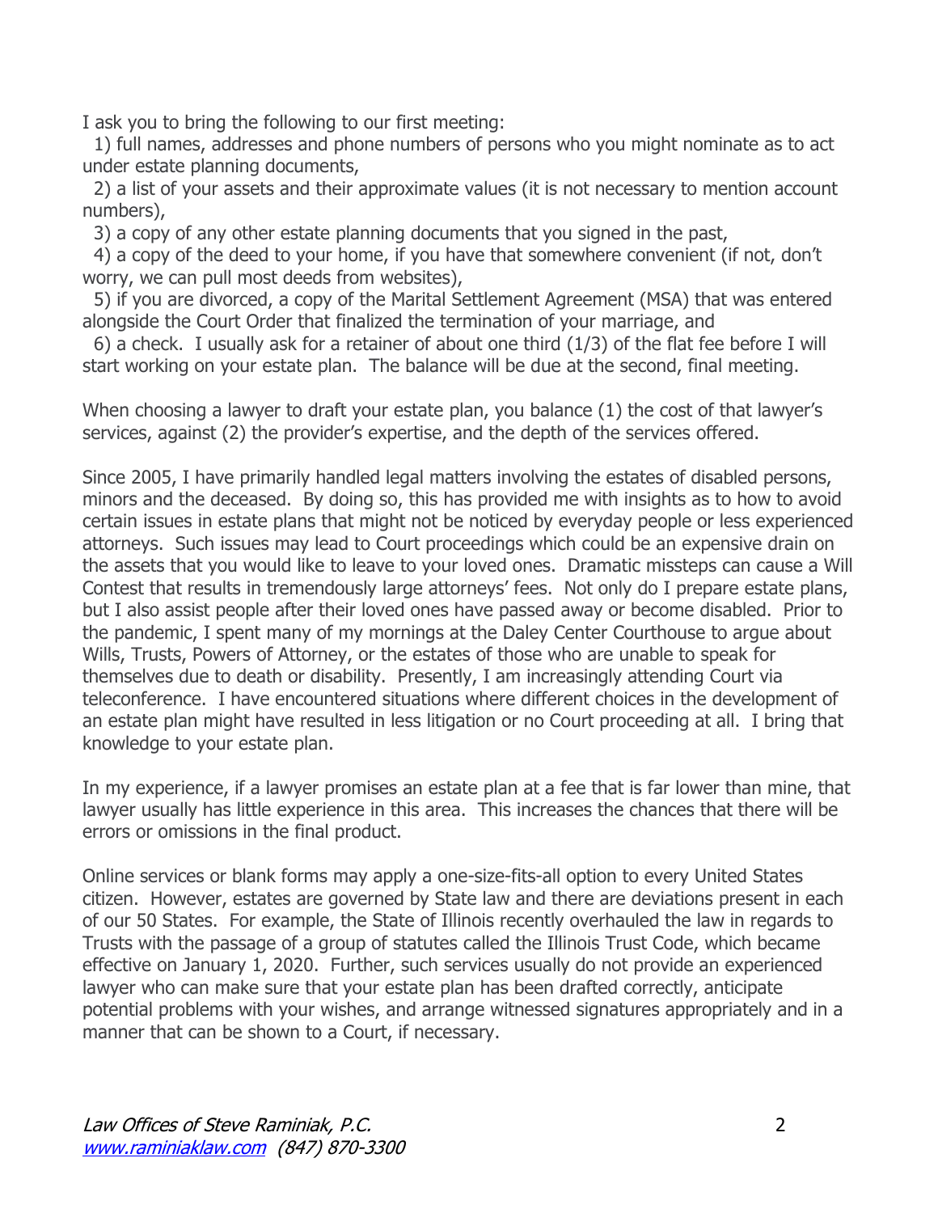I ask you to bring the following to our first meeting:

1) full names, addresses and phone numbers of persons who you might nominate as to act under estate planning documents,
2) a list of your assets and their approximate values (it is not necessary to mention account numbers),
3) a copy of any other estate planning documents that you signed in the past,
4) a copy of the deed to your home, if you have that somewhere convenient (if not, don't worry, we can pull most deeds from websites),
5) if you are divorced, a copy of the Marital Settlement Agreement (MSA) that was entered alongside the Court Order that finalized the termination of your marriage, and
6) a check. I usually ask for a retainer of about one third (1/3) of the flat fee before I will start working on your estate plan. The balance will be due at the second, final meeting.

When choosing a lawyer to draft your estate plan, you balance (1) the cost of that lawyer's services, against (2) the provider's expertise, and the depth of the services offered.

Since 2005, I have primarily handled legal matters involving the estates of disabled persons, minors and the deceased. By doing so, this has provided me with insights as to how to avoid certain issues in estate plans that might not be noticed by everyday people or less experienced attorneys. Such issues may lead to Court proceedings which could be an expensive drain on the assets that you would like to leave to your loved ones. Dramatic missteps can cause a Will Contest that results in tremendously large attorneys' fees. Not only do I prepare estate plans, but I also assist people after their loved ones have passed away or become disabled. Prior to the pandemic, I spent many of my mornings at the Daley Center Courthouse to argue about Wills, Trusts, Powers of Attorney, or the estates of those who are unable to speak for themselves due to death or disability. Presently, I am increasingly attending Court via teleconference. I have encountered situations where different choices in the development of an estate plan might have resulted in less litigation or no Court proceeding at all. I bring that knowledge to your estate plan.

In my experience, if a lawyer promises an estate plan at a fee that is far lower than mine, that lawyer usually has little experience in this area. This increases the chances that there will be errors or omissions in the final product.

Online services or blank forms may apply a one-size-fits-all option to every United States citizen. However, estates are governed by State law and there are deviations present in each of our 50 States. For example, the State of Illinois recently overhauled the law in regards to Trusts with the passage of a group of statutes called the Illinois Trust Code, which became effective on January 1, 2020. Further, such services usually do not provide an experienced lawyer who can make sure that your estate plan has been drafted correctly, anticipate potential problems with your wishes, and arrange witnessed signatures appropriately and in a manner that can be shown to a Court, if necessary.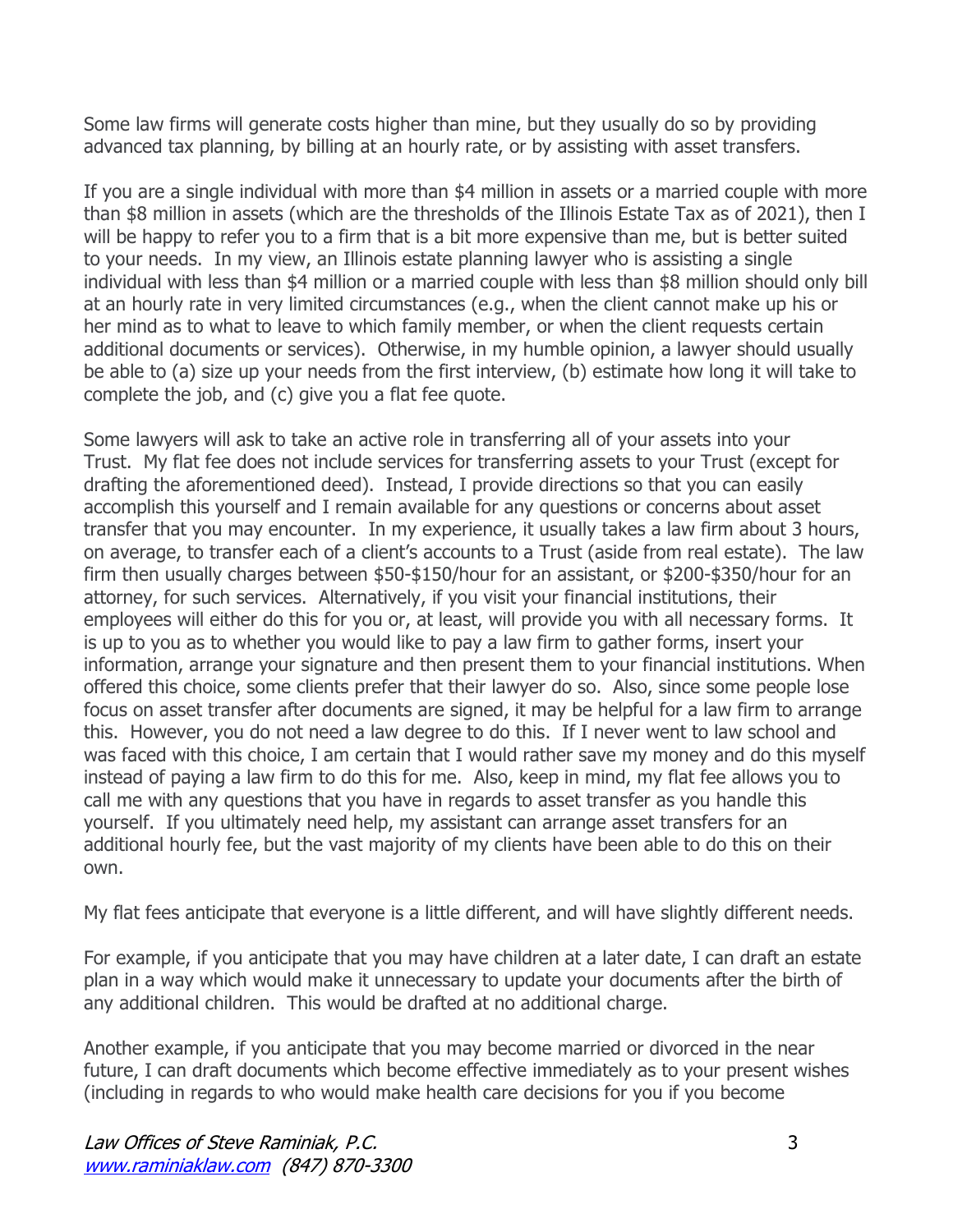Some law firms will generate costs higher than mine, but they usually do so by providing advanced tax planning, by billing at an hourly rate, or by assisting with asset transfers.

If you are a single individual with more than $4 million in assets or a married couple with more than $8 million in assets (which are the thresholds of the Illinois Estate Tax as of 2021), then I will be happy to refer you to a firm that is a bit more expensive than me, but is better suited to your needs. In my view, an Illinois estate planning lawyer who is assisting a single individual with less than $4 million or a married couple with less than $8 million should only bill at an hourly rate in very limited circumstances (e.g., when the client cannot make up his or her mind as to what to leave to which family member, or when the client requests certain additional documents or services). Otherwise, in my humble opinion, a lawyer should usually be able to (a) size up your needs from the first interview, (b) estimate how long it will take to complete the job, and (c) give you a flat fee quote.

Some lawyers will ask to take an active role in transferring all of your assets into your Trust. My flat fee does not include services for transferring assets to your Trust (except for drafting the aforementioned deed). Instead, I provide directions so that you can easily accomplish this yourself and I remain available for any questions or concerns about asset transfer that you may encounter. In my experience, it usually takes a law firm about 3 hours, on average, to transfer each of a client's accounts to a Trust (aside from real estate). The law firm then usually charges between $50-$150/hour for an assistant, or $200-$350/hour for an attorney, for such services. Alternatively, if you visit your financial institutions, their employees will either do this for you or, at least, will provide you with all necessary forms. It is up to you as to whether you would like to pay a law firm to gather forms, insert your information, arrange your signature and then present them to your financial institutions. When offered this choice, some clients prefer that their lawyer do so. Also, since some people lose focus on asset transfer after documents are signed, it may be helpful for a law firm to arrange this. However, you do not need a law degree to do this. If I never went to law school and was faced with this choice, I am certain that I would rather save my money and do this myself instead of paying a law firm to do this for me. Also, keep in mind, my flat fee allows you to call me with any questions that you have in regards to asset transfer as you handle this yourself. If you ultimately need help, my assistant can arrange asset transfers for an additional hourly fee, but the vast majority of my clients have been able to do this on their own.

My flat fees anticipate that everyone is a little different, and will have slightly different needs.

For example, if you anticipate that you may have children at a later date, I can draft an estate plan in a way which would make it unnecessary to update your documents after the birth of any additional children. This would be drafted at no additional charge.

Another example, if you anticipate that you may become married or divorced in the near future, I can draft documents which become effective immediately as to your present wishes (including in regards to who would make health care decisions for you if you become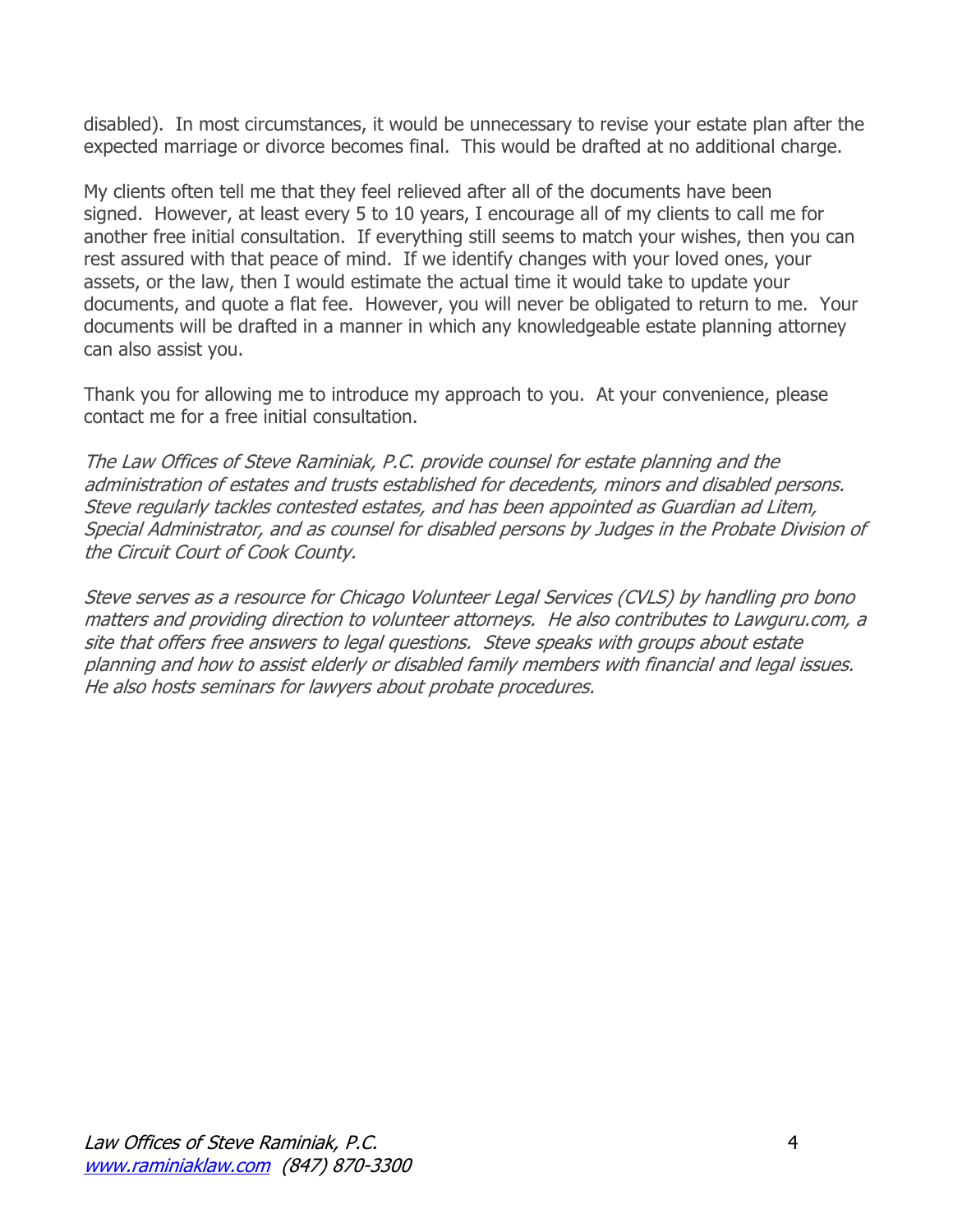disabled). In most circumstances, it would be unnecessary to revise your estate plan after the expected marriage or divorce becomes final. This would be drafted at no additional charge.

My clients often tell me that they feel relieved after all of the documents have been signed. However, at least every 5 to 10 years, I encourage all of my clients to call me for another free initial consultation. If everything still seems to match your wishes, then you can rest assured with that peace of mind. If we identify changes with your loved ones, your assets, or the law, then I would estimate the actual time it would take to update your documents, and quote a flat fee. However, you will never be obligated to return to me. Your documents will be drafted in a manner in which any knowledgeable estate planning attorney can also assist you.

Thank you for allowing me to introduce my approach to you. At your convenience, please contact me for a free initial consultation.

*The Law Offices of Steve Raminiak, P.C. provide counsel for estate planning and the administration of estates and trusts established for decedents, minors and disabled persons. Steve regularly tackles contested estates, and has been appointed as Guardian ad Litem, Special Administrator, and as counsel for disabled persons by Judges in the Probate Division of the Circuit Court of Cook County.*

*Steve serves as a resource for Chicago Volunteer Legal Services (CVLS) by handling pro bono matters and providing direction to volunteer attorneys. He also contributes to Lawguru.com, a site that offers free answers to legal questions. Steve speaks with groups about estate planning and how to assist elderly or disabled family members with financial and legal issues. He also hosts seminars for lawyers about probate procedures.*